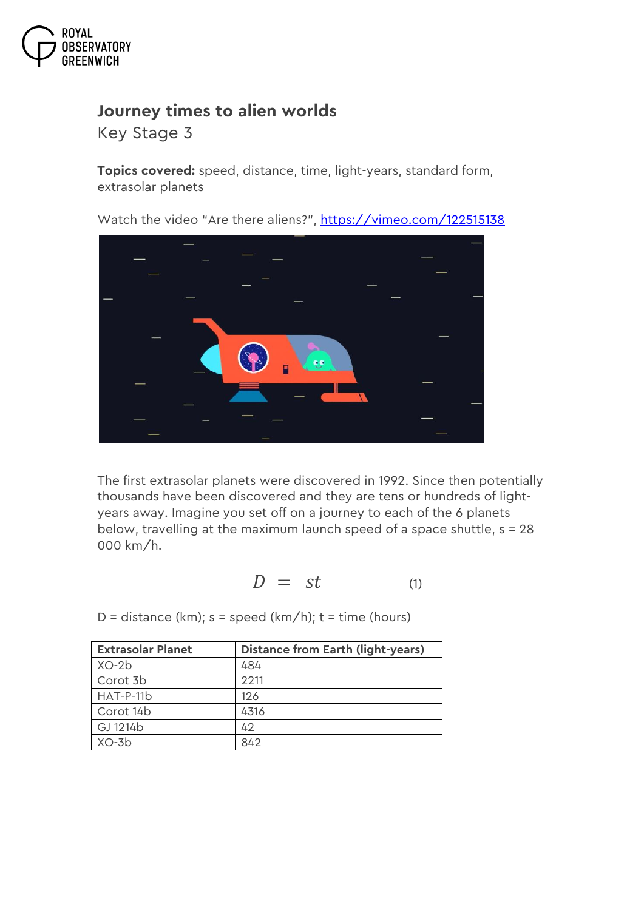# Journey times to alien worlds

Key Stage 3

**Topics covered:** speed, distance, time, light-years, standard form, extrasolar planets

Watch the video "Are there aliens?", [https://vimeo.com/122515138](https://vimeo.com/122515138)

The first extrasolar planets were discovered in 1992. Since then potentially thousands have been discovered and they are tens or hundreds of light-years away. Imagine you set off on a journey to each of the 6 planets below, travelling at the maximum launch speed of a space shuttle, s = 28 000 km/h.

$$D = st \qquad (1)$$

D = distance (km); s = speed (km/h); t = time (hours)

| Extrasolar Planet | Distance from Earth (light-years) |
| --- | --- |
| XO-2b | 484 |
| Corot 3b | 2211 |
| HAT-P-11b | 126 |
| Corot 14b | 4316 |
| GJ 1214b | 42 |
| XO-3b | 842 |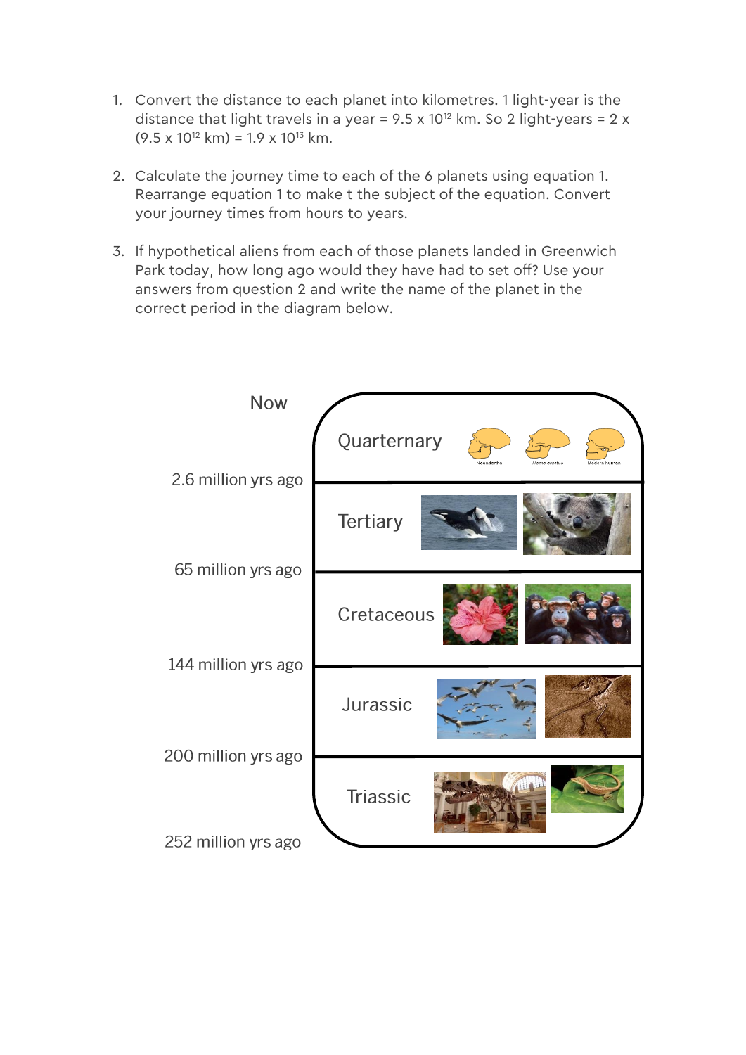1. Convert the distance to each planet into kilometres. 1 light-year is the distance that light travels in a year = $9.5 \times 10^{12}$ km. So 2 light-years = $2 \times (9.5 \times 10^{12}$ km$) = 1.9 \times 10^{13}$ km.

2. Calculate the journey time to each of the 6 planets using equation 1. Rearrange equation 1 to make t the subject of the equation. Convert your journey times from hours to years.

3. If hypothetical aliens from each of those planets landed in Greenwich Park today, how long ago would they have had to set off? Use your answers from question 2 and write the name of the planet in the correct period in the diagram below.

| Time | Period |
|---|---|
| Now | |
| | Quarternary |
| 2.6 million yrs ago | |
| | Tertiary |
| 65 million yrs ago | |
| | Cretaceous |
| 144 million yrs ago | |
| | Jurassic |
| 200 million yrs ago | |
| | Triassic |
| 252 million yrs ago | |

Neanderthal   Homo erectus   Modern human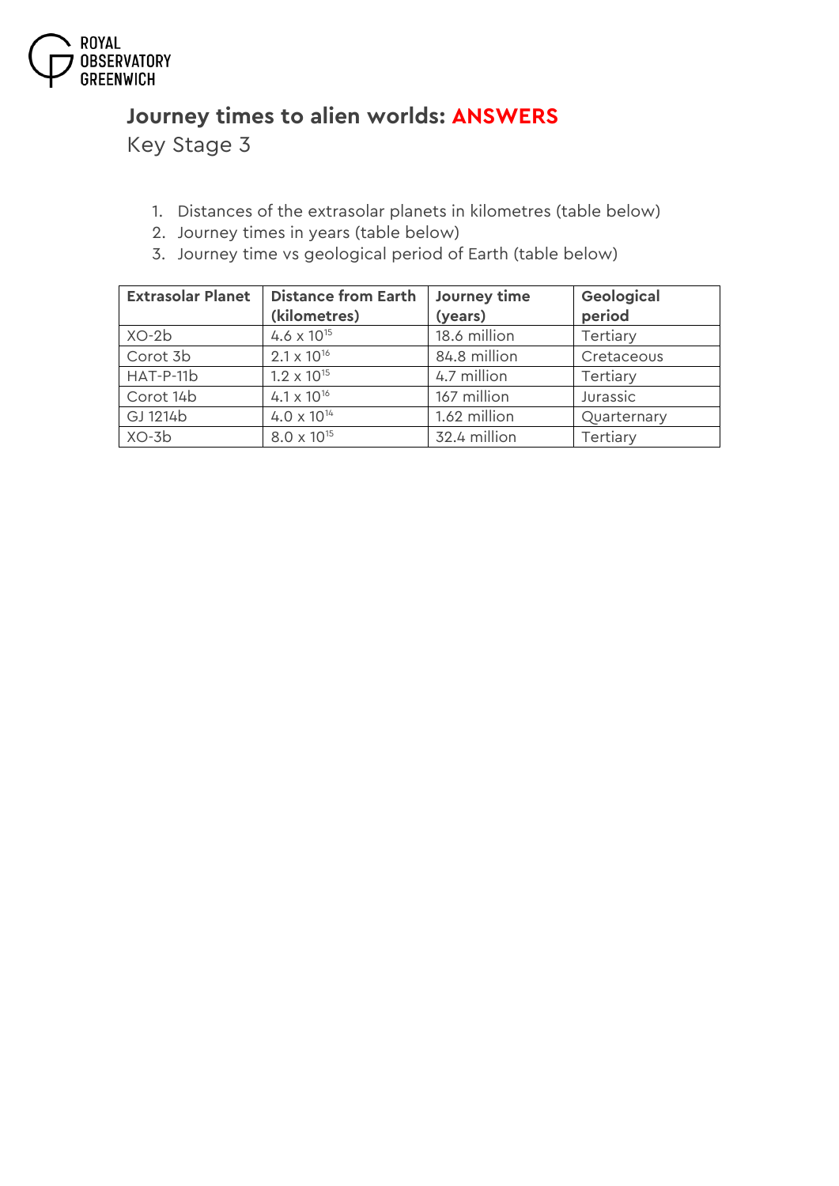# Journey times to alien worlds: ANSWERS

Key Stage 3

1. Distances of the extrasolar planets in kilometres (table below)
2. Journey times in years (table below)
3. Journey time vs geological period of Earth (table below)

| Extrasolar Planet | Distance from Earth (kilometres) | Journey time (years) | Geological period |
|---|---|---|---|
| XO-2b | $4.6 \times 10^{15}$ | 18.6 million | Tertiary |
| Corot 3b | $2.1 \times 10^{16}$ | 84.8 million | Cretaceous |
| HAT-P-11b | $1.2 \times 10^{15}$ | 4.7 million | Tertiary |
| Corot 14b | $4.1 \times 10^{16}$ | 167 million | Jurassic |
| GJ 1214b | $4.0 \times 10^{14}$ | 1.62 million | Quarternary |
| XO-3b | $8.0 \times 10^{15}$ | 32.4 million | Tertiary |